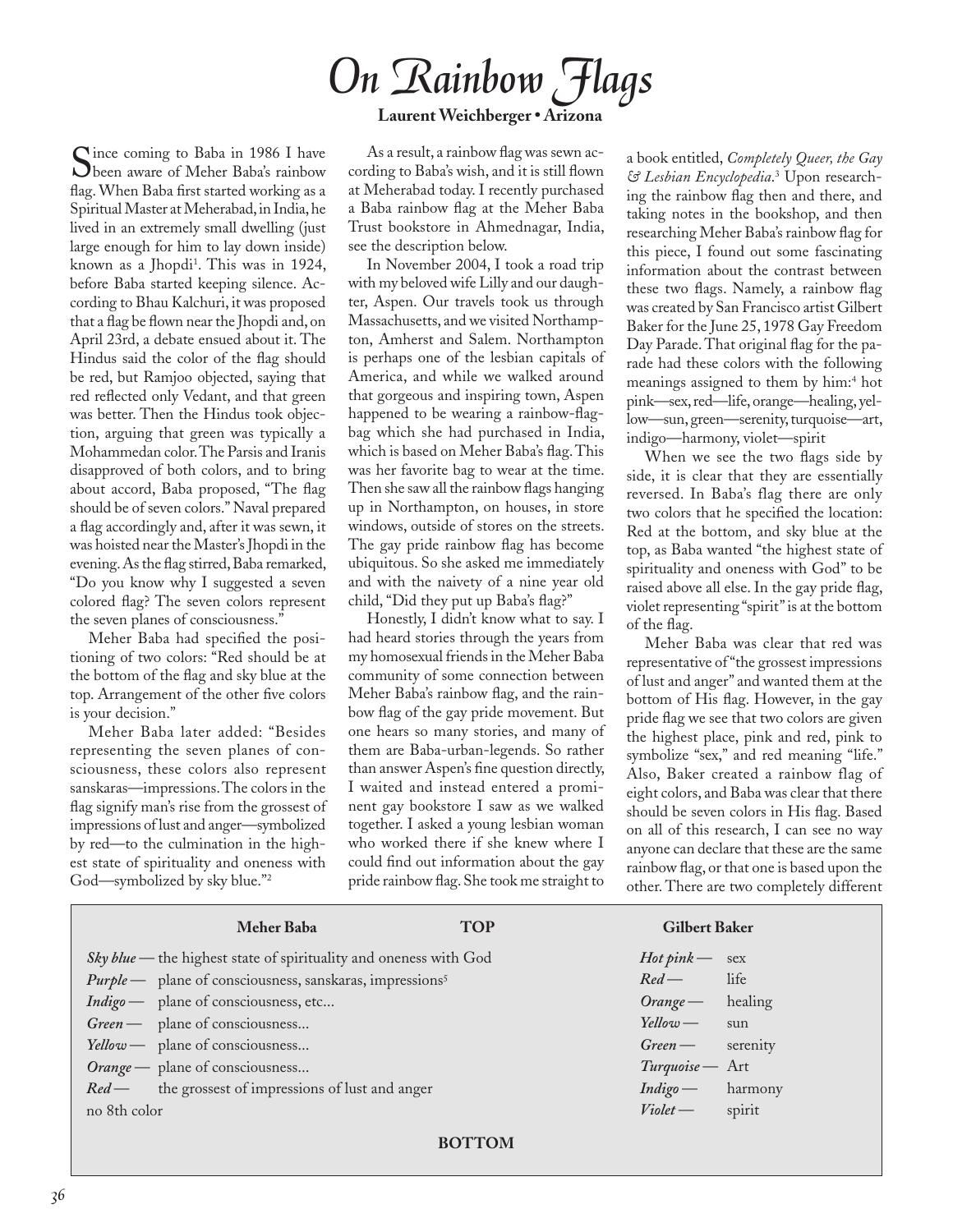# On Rainbow Flags

**Laurent Weichberger • Arizona**

Since coming to Baba in 1986 I have been aware of Meher Baba's rainbow flag. When Baba first started working as a Spiritual Master at Meherabad, in India, he lived in an extremely small dwelling (just large enough for him to lay down inside) known as a Jhopdi[1]. This was in 1924, before Baba started keeping silence. According to Bhau Kalchuri, it was proposed that a flag be flown near the Jhopdi and, on April 23rd, a debate ensued about it. The Hindus said the color of the flag should be red, but Ramjoo objected, saying that red reflected only Vedant, and that green was better. Then the Hindus took objection, arguing that green was typically a Mohammedan color. The Parsis and Iranis disapproved of both colors, and to bring about accord, Baba proposed, "The flag should be of seven colors." Naval prepared a flag accordingly and, after it was sewn, it was hoisted near the Master's Jhopdi in the evening. As the flag stirred, Baba remarked, "Do you know why I suggested a seven colored flag? The seven colors represent the seven planes of consciousness."

Meher Baba had specified the positioning of two colors: "Red should be at the bottom of the flag and sky blue at the top. Arrangement of the other five colors is your decision."

Meher Baba later added: "Besides representing the seven planes of consciousness, these colors also represent sanskaras—impressions. The colors in the flag signify man's rise from the grossest of impressions of lust and anger—symbolized by red—to the culmination in the highest state of spirituality and oneness with God—symbolized by sky blue."[2]

As a result, a rainbow flag was sewn according to Baba's wish, and it is still flown at Meherabad today. I recently purchased a Baba rainbow flag at the Meher Baba Trust bookstore in Ahmednagar, India, see the description below.

In November 2004, I took a road trip with my beloved wife Lilly and our daughter, Aspen. Our travels took us through Massachusetts, and we visited Northampton, Amherst and Salem. Northampton is perhaps one of the lesbian capitals of America, and while we walked around that gorgeous and inspiring town, Aspen happened to be wearing a rainbow-flag-bag which she had purchased in India, which is based on Meher Baba's flag. This was her favorite bag to wear at the time. Then she saw all the rainbow flags hanging up in Northampton, on houses, in store windows, outside of stores on the streets. The gay pride rainbow flag has become ubiquitous. So she asked me immediately and with the naivety of a nine year old child, "Did they put up Baba's flag?"

Honestly, I didn't know what to say. I had heard stories through the years from my homosexual friends in the Meher Baba community of some connection between Meher Baba's rainbow flag, and the rainbow flag of the gay pride movement. But one hears so many stories, and many of them are Baba-urban-legends. So rather than answer Aspen's fine question directly, I waited and instead entered a prominent gay bookstore I saw as we walked together. I asked a young lesbian woman who worked there if she knew where I could find out information about the gay pride rainbow flag. She took me straight to a book entitled, *Completely Queer, the Gay & Lesbian Encyclopedia*.[3] Upon researching the rainbow flag then and there, and taking notes in the bookshop, and then researching Meher Baba's rainbow flag for this piece, I found out some fascinating information about the contrast between these two flags. Namely, a rainbow flag was created by San Francisco artist Gilbert Baker for the June 25, 1978 Gay Freedom Day Parade. That original flag for the parade had these colors with the following meanings assigned to them by him:[4] hot pink—sex, red—life, orange—healing, yellow—sun, green—serenity, turquoise—art, indigo—harmony, violet—spirit

When we see the two flags side by side, it is clear that they are essentially reversed. In Baba's flag there are only two colors that he specified the location: Red at the bottom, and sky blue at the top, as Baba wanted "the highest state of spirituality and oneness with God" to be raised above all else. In the gay pride flag, violet representing "spirit" is at the bottom of the flag.

Meher Baba was clear that red was representative of "the grossest impressions of lust and anger" and wanted them at the bottom of His flag. However, in the gay pride flag we see that two colors are given the highest place, pink and red, pink to symbolize "sex," and red meaning "life." Also, Baker created a rainbow flag of eight colors, and Baba was clear that there should be seven colors in His flag. Based on all of this research, I can see no way anyone can declare that these are the same rainbow flag, or that one is based upon the other. There are two completely different

| Meher Baba | TOP | Gilbert Baker | |
|---|---|---|---|
| ***Sky blue*** — the highest state of spirituality and oneness with God | | ***Hot pink*** — | sex |
| ***Purple*** — plane of consciousness, sanskaras, impressions[5] | | ***Red*** — | life |
| ***Indigo*** — plane of consciousness, etc... | | ***Orange*** — | healing |
| ***Green*** — plane of consciousness... | | ***Yellow*** — | sun |
| ***Yellow*** — plane of consciousness... | | ***Green*** — | serenity |
| ***Orange*** — plane of consciousness... | | ***Turquoise*** — | Art |
| ***Red*** — the grossest of impressions of lust and anger | | ***Indigo*** — | harmony |
| no 8th color | | ***Violet*** — | spirit |
| | BOTTOM | | |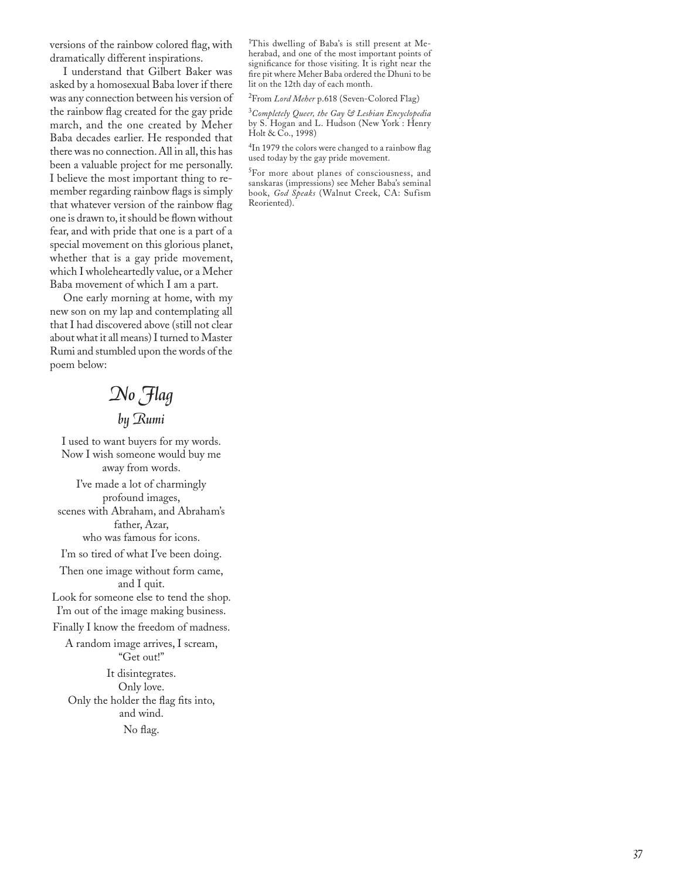versions of the rainbow colored flag, with dramatically different inspirations.

I understand that Gilbert Baker was asked by a homosexual Baba lover if there was any connection between his version of the rainbow flag created for the gay pride march, and the one created by Meher Baba decades earlier. He responded that there was no connection. All in all, this has been a valuable project for me personally. I believe the most important thing to remember regarding rainbow flags is simply that whatever version of the rainbow flag one is drawn to, it should be flown without fear, and with pride that one is a part of a special movement on this glorious planet, whether that is a gay pride movement, which I wholeheartedly value, or a Meher Baba movement of which I am a part.

One early morning at home, with my new son on my lap and contemplating all that I had discovered above (still not clear about what it all means) I turned to Master Rumi and stumbled upon the words of the poem below:

## *No Flag*

### *by Rumi*

I used to want buyers for my words.  
Now I wish someone would buy me away from words.

I've made a lot of charmingly profound images,  
scenes with Abraham, and Abraham's father, Azar,  
who was famous for icons.

I'm so tired of what I've been doing.

Then one image without form came, and I quit.  
Look for someone else to tend the shop.  
I'm out of the image making business.

Finally I know the freedom of madness.

A random image arrives, I scream, "Get out!"

It disintegrates.  
Only love.  
Only the holder the flag fits into, and wind.

No flag.

---

[1]This dwelling of Baba's is still present at Meherabad, and one of the most important points of significance for those visiting. It is right near the fire pit where Meher Baba ordered the Dhuni to be lit on the 12th day of each month.

[2]From *Lord Meher* p.618 (Seven-Colored Flag)

[3]*Completely Queer, the Gay & Lesbian Encyclopedia* by S. Hogan and L. Hudson (New York : Henry Holt & Co., 1998)

[4]In 1979 the colors were changed to a rainbow flag used today by the gay pride movement.

[5]For more about planes of consciousness, and sanskaras (impressions) see Meher Baba's seminal book, *God Speaks* (Walnut Creek, CA: Sufism Reoriented).